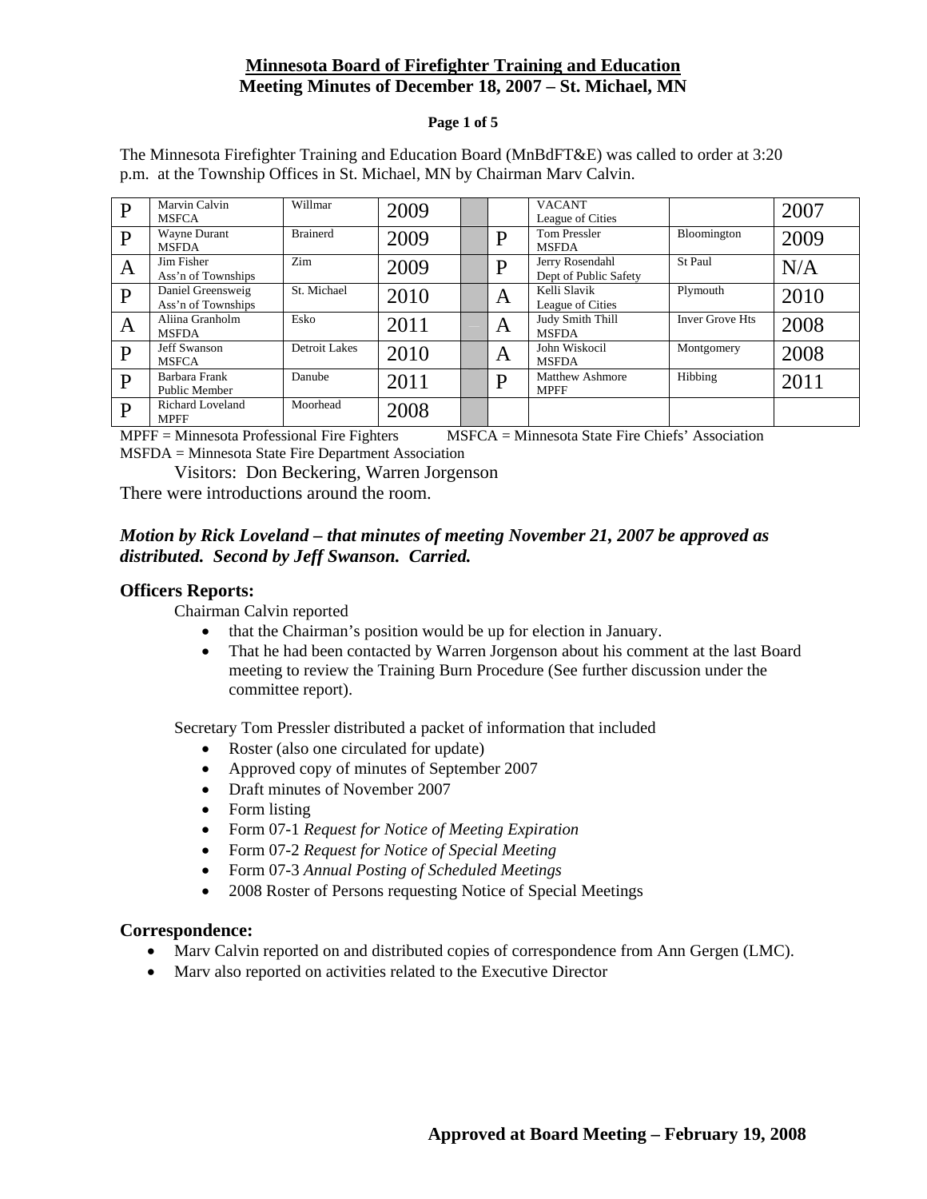# Minnesota Board of Firefighter Training and Education

## Meeting Minutes of December 18, 2007 – St. Michael, MN

The Minnesota Firefighter Training and Education Board (MnBdFT&E) was called to order at 3:20 p.m. at the Township Offices in St. Michael, MN by Chairman Marv Calvin.

| | | | | | | | | |
|---|---|---|---|---|---|---|---|---|
| P | Marvin Calvin MSFCA | Willmar | 2009 | | | VACANT League of Cities | | 2007 |
| P | Wayne Durant MSFDA | Brainerd | 2009 | | P | Tom Pressler MSFDA | Bloomington | 2009 |
| A | Jim Fisher Ass'n of Townships | Zim | 2009 | | P | Jerry Rosendahl Dept of Public Safety | St Paul | N/A |
| P | Daniel Greensweig Ass'n of Townships | St. Michael | 2010 | | A | Kelli Slavik League of Cities | Plymouth | 2010 |
| A | Aliina Granholm MSFDA | Esko | 2011 | | A | Judy Smith Thill MSFDA | Inver Grove Hts | 2008 |
| P | Jeff Swanson MSFCA | Detroit Lakes | 2010 | | A | John Wiskocil MSFDA | Montgomery | 2008 |
| P | Barbara Frank Public Member | Danube | 2011 | | P | Matthew Ashmore MPFF | Hibbing | 2011 |
| P | Richard Loveland MPFF | Moorhead | 2008 | | | | | |

MPFF = Minnesota Professional Fire Fighters MSFCA = Minnesota State Fire Chiefs' Association
MSFDA = Minnesota State Fire Department Association

Visitors: Don Beckering, Warren Jorgenson

There were introductions around the room.

***Motion by Rick Loveland – that minutes of meeting November 21, 2007 be approved as distributed. Second by Jeff Swanson. Carried.***

### Officers Reports:

Chairman Calvin reported

- that the Chairman's position would be up for election in January.
- That he had been contacted by Warren Jorgenson about his comment at the last Board meeting to review the Training Burn Procedure (See further discussion under the committee report).

Secretary Tom Pressler distributed a packet of information that included

- Roster (also one circulated for update)
- Approved copy of minutes of September 2007
- Draft minutes of November 2007
- Form listing
- Form 07-1 *Request for Notice of Meeting Expiration*
- Form 07-2 *Request for Notice of Special Meeting*
- Form 07-3 *Annual Posting of Scheduled Meetings*
- 2008 Roster of Persons requesting Notice of Special Meetings

### Correspondence:

- Marv Calvin reported on and distributed copies of correspondence from Ann Gergen (LMC).
- Marv also reported on activities related to the Executive Director

**Approved at Board Meeting – February 19, 2008**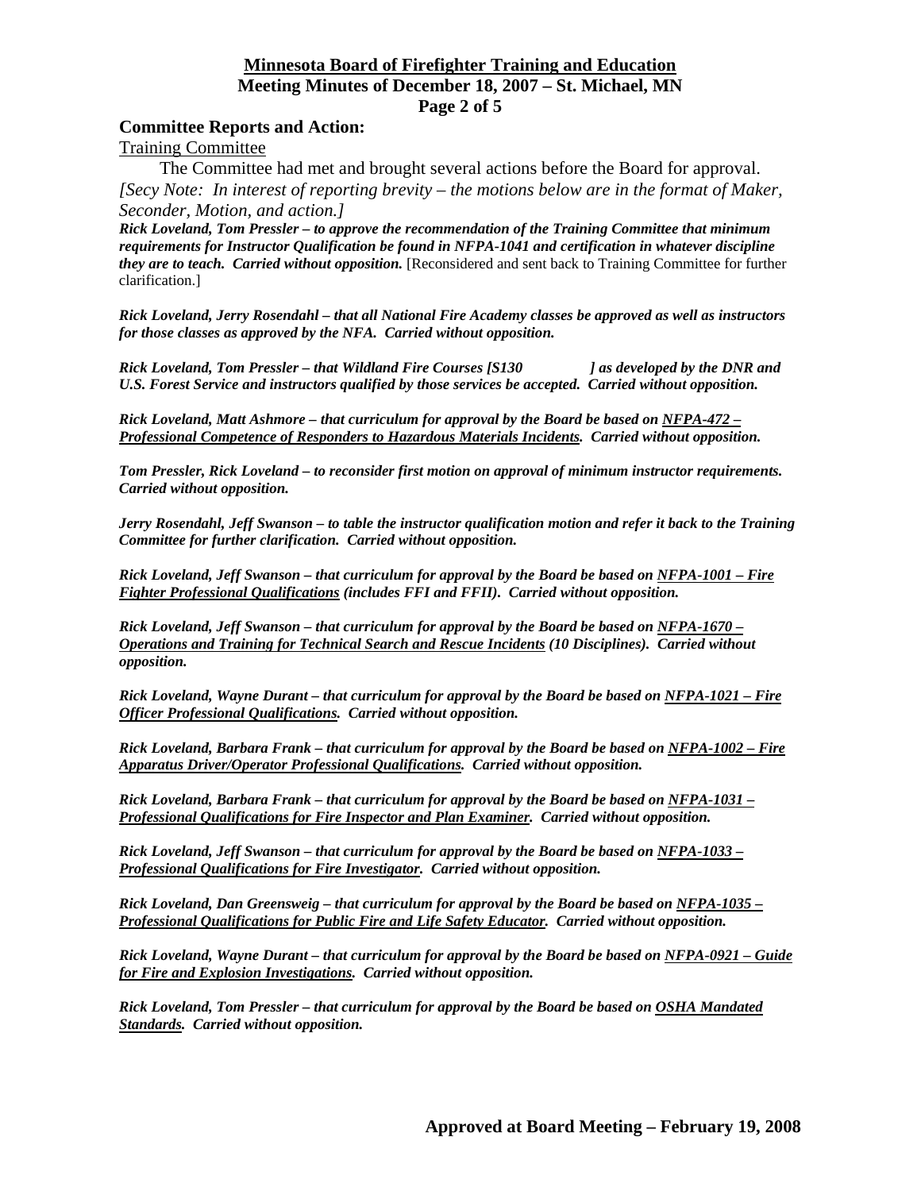## Committee Reports and Action:

Training Committee

The Committee had met and brought several actions before the Board for approval.
*[Secy Note: In interest of reporting brevity – the motions below are in the format of Maker, Seconder, Motion, and action.]*

***Rick Loveland, Tom Pressler – to approve the recommendation of the Training Committee that minimum requirements for Instructor Qualification be found in NFPA-1041 and certification in whatever discipline they are to teach. Carried without opposition.*** [Reconsidered and sent back to Training Committee for further clarification.]

***Rick Loveland, Jerry Rosendahl – that all National Fire Academy classes be approved as well as instructors for those classes as approved by the NFA. Carried without opposition.***

***Rick Loveland, Tom Pressler – that Wildland Fire Courses [S130 ] as developed by the DNR and U.S. Forest Service and instructors qualified by those services be accepted. Carried without opposition.***

***Rick Loveland, Matt Ashmore – that curriculum for approval by the Board be based on <u>NFPA-472 – Professional Competence of Responders to Hazardous Materials Incidents</u>. Carried without opposition.***

***Tom Pressler, Rick Loveland – to reconsider first motion on approval of minimum instructor requirements. Carried without opposition.***

***Jerry Rosendahl, Jeff Swanson – to table the instructor qualification motion and refer it back to the Training Committee for further clarification. Carried without opposition.***

***Rick Loveland, Jeff Swanson – that curriculum for approval by the Board be based on <u>NFPA-1001 – Fire Fighter Professional Qualifications</u> (includes FFI and FFII). Carried without opposition.***

***Rick Loveland, Jeff Swanson – that curriculum for approval by the Board be based on <u>NFPA-1670 – Operations and Training for Technical Search and Rescue Incidents</u> (10 Disciplines). Carried without opposition.***

***Rick Loveland, Wayne Durant – that curriculum for approval by the Board be based on <u>NFPA-1021 – Fire Officer Professional Qualifications</u>. Carried without opposition.***

***Rick Loveland, Barbara Frank – that curriculum for approval by the Board be based on <u>NFPA-1002 – Fire Apparatus Driver/Operator Professional Qualifications</u>. Carried without opposition.***

***Rick Loveland, Barbara Frank – that curriculum for approval by the Board be based on <u>NFPA-1031 – Professional Qualifications for Fire Inspector and Plan Examiner</u>. Carried without opposition.***

***Rick Loveland, Jeff Swanson – that curriculum for approval by the Board be based on <u>NFPA-1033 – Professional Qualifications for Fire Investigator</u>. Carried without opposition.***

***Rick Loveland, Dan Greensweig – that curriculum for approval by the Board be based on <u>NFPA-1035 – Professional Qualifications for Public Fire and Life Safety Educator</u>. Carried without opposition.***

***Rick Loveland, Wayne Durant – that curriculum for approval by the Board be based on <u>NFPA-0921 – Guide for Fire and Explosion Investigations</u>. Carried without opposition.***

***Rick Loveland, Tom Pressler – that curriculum for approval by the Board be based on <u>OSHA Mandated Standards</u>. Carried without opposition.***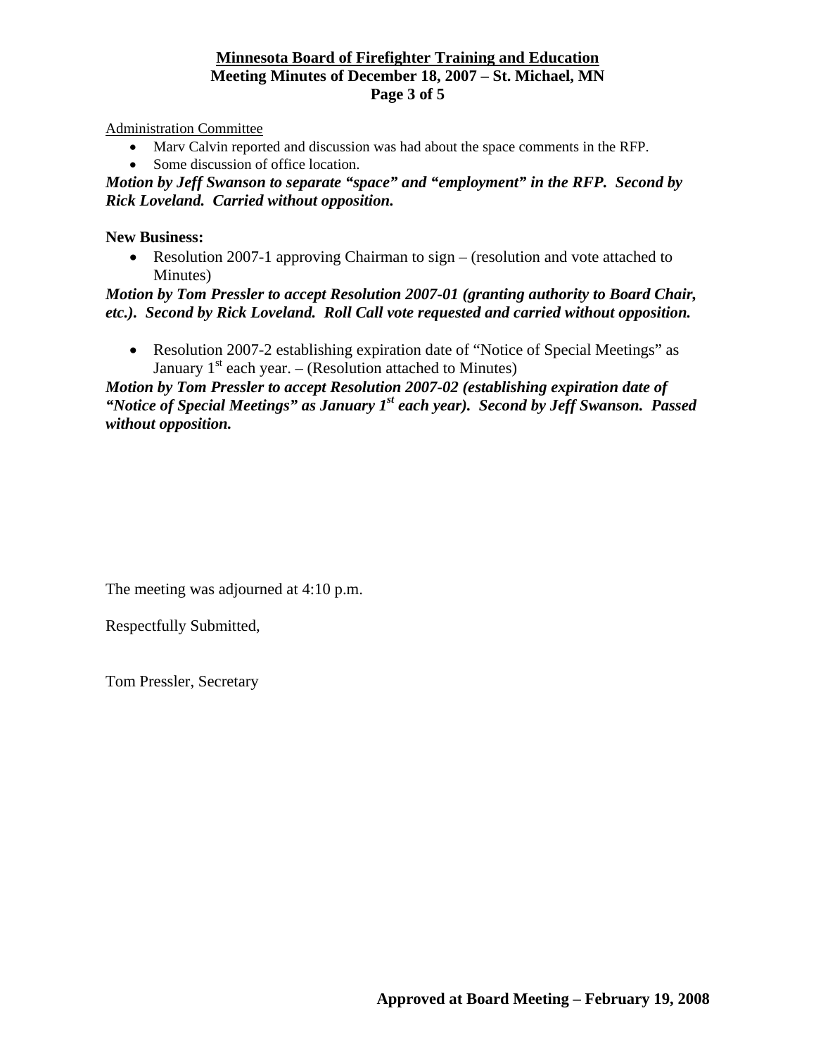Administration Committee

- Marv Calvin reported and discussion was had about the space comments in the RFP.
- Some discussion of office location.

***Motion by Jeff Swanson to separate "space" and "employment" in the RFP. Second by Rick Loveland. Carried without opposition.***

**New Business:**

- Resolution 2007-1 approving Chairman to sign – (resolution and vote attached to Minutes)

***Motion by Tom Pressler to accept Resolution 2007-01 (granting authority to Board Chair, etc.). Second by Rick Loveland. Roll Call vote requested and carried without opposition.***

- Resolution 2007-2 establishing expiration date of "Notice of Special Meetings" as January 1st each year. – (Resolution attached to Minutes)

***Motion by Tom Pressler to accept Resolution 2007-02 (establishing expiration date of "Notice of Special Meetings" as January 1st each year). Second by Jeff Swanson. Passed without opposition.***

The meeting was adjourned at 4:10 p.m.

Respectfully Submitted,

Tom Pressler, Secretary

**Approved at Board Meeting – February 19, 2008**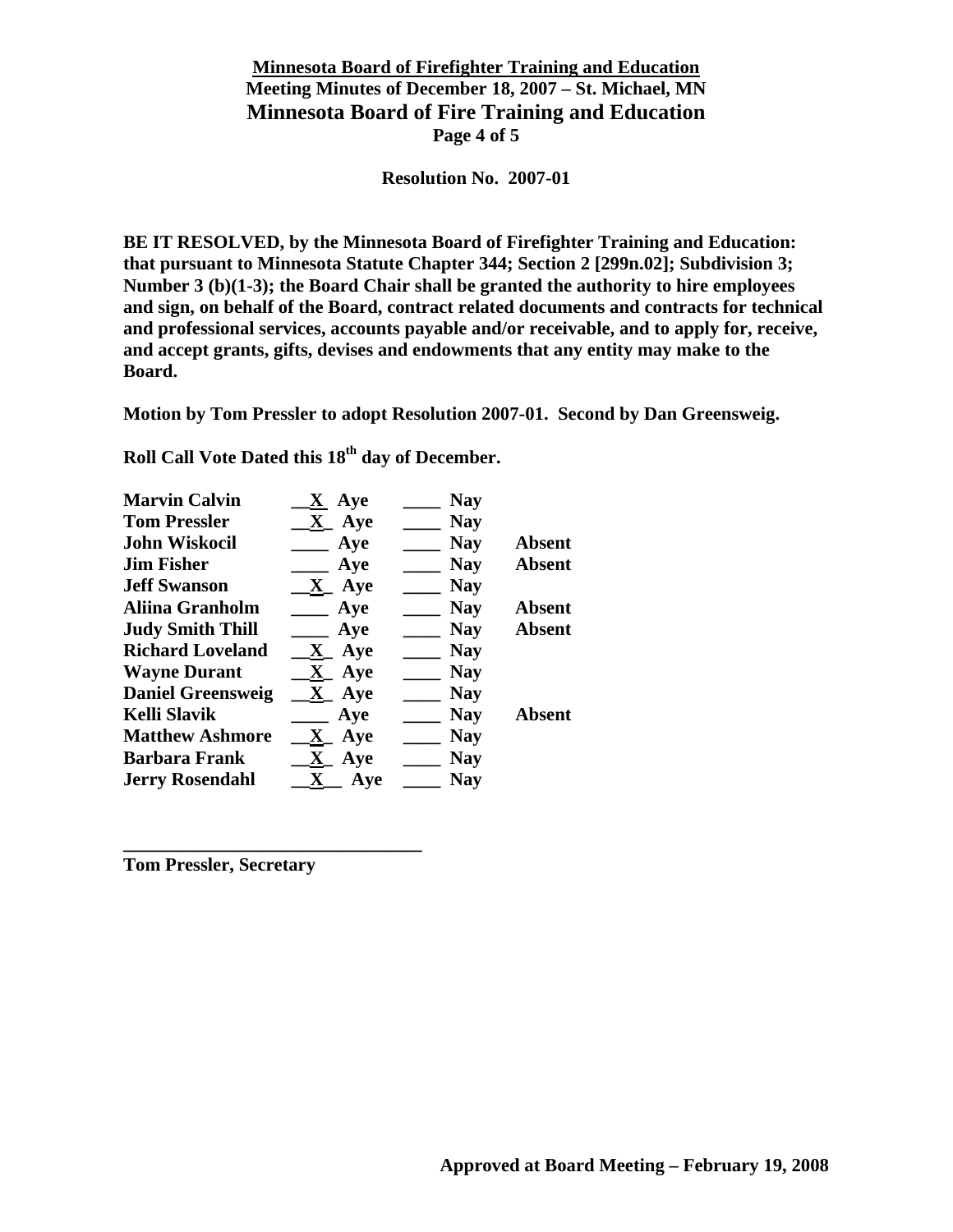**Resolution No. 2007-01**

**BE IT RESOLVED, by the Minnesota Board of Firefighter Training and Education: that pursuant to Minnesota Statute Chapter 344; Section 2 [299n.02]; Subdivision 3; Number 3 (b)(1-3); the Board Chair shall be granted the authority to hire employees and sign, on behalf of the Board, contract related documents and contracts for technical and professional services, accounts payable and/or receivable, and to apply for, receive, and accept grants, gifts, devises and endowments that any entity may make to the Board.**

**Motion by Tom Pressler to adopt Resolution 2007-01. Second by Dan Greensweig.**

**Roll Call Vote Dated this 18th day of December.**

| Name | Aye | Nay | |
|---|---|---|---|
| **Marvin Calvin** | X Aye | Nay | |
| **Tom Pressler** | X Aye | Nay | |
| **John Wiskocil** | Aye | Nay | **Absent** |
| **Jim Fisher** | Aye | Nay | **Absent** |
| **Jeff Swanson** | X Aye | Nay | |
| **Aliina Granholm** | Aye | Nay | **Absent** |
| **Judy Smith Thill** | Aye | Nay | **Absent** |
| **Richard Loveland** | X Aye | Nay | |
| **Wayne Durant** | X Aye | Nay | |
| **Daniel Greensweig** | X Aye | Nay | |
| **Kelli Slavik** | Aye | Nay | **Absent** |
| **Matthew Ashmore** | X Aye | Nay | |
| **Barbara Frank** | X Aye | Nay | |
| **Jerry Rosendahl** | X Aye | Nay | |

________________________________

**Tom Pressler, Secretary**

**Approved at Board Meeting – February 19, 2008**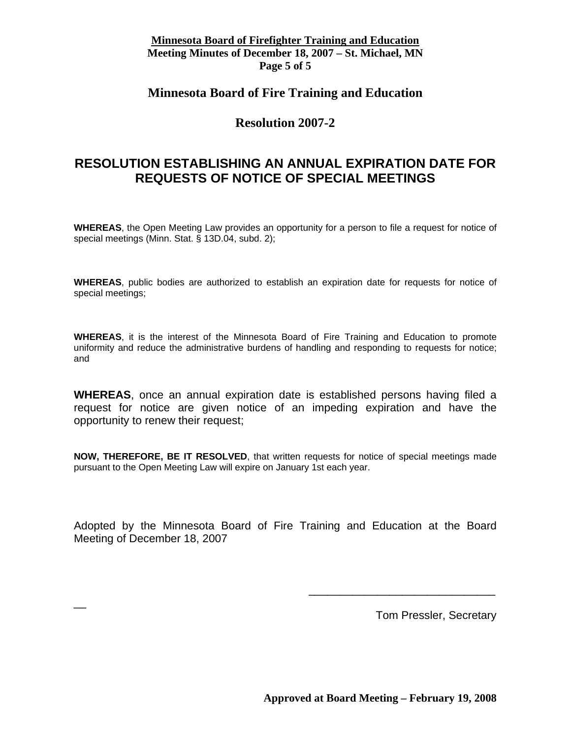# Minnesota Board of Fire Training and Education

## Resolution 2007-2

## RESOLUTION ESTABLISHING AN ANNUAL EXPIRATION DATE FOR REQUESTS OF NOTICE OF SPECIAL MEETINGS

**WHEREAS**, the Open Meeting Law provides an opportunity for a person to file a request for notice of special meetings (Minn. Stat. § 13D.04, subd. 2);

**WHEREAS**, public bodies are authorized to establish an expiration date for requests for notice of special meetings;

**WHEREAS**, it is the interest of the Minnesota Board of Fire Training and Education to promote uniformity and reduce the administrative burdens of handling and responding to requests for notice; and

**WHEREAS**, once an annual expiration date is established persons having filed a request for notice are given notice of an impeding expiration and have the opportunity to renew their request;

**NOW, THEREFORE, BE IT RESOLVED**, that written requests for notice of special meetings made pursuant to the Open Meeting Law will expire on January 1st each year.

Adopted by the Minnesota Board of Fire Training and Education at the Board Meeting of December 18, 2007

_______________________________

Tom Pressler, Secretary

**Approved at Board Meeting – February 19, 2008**